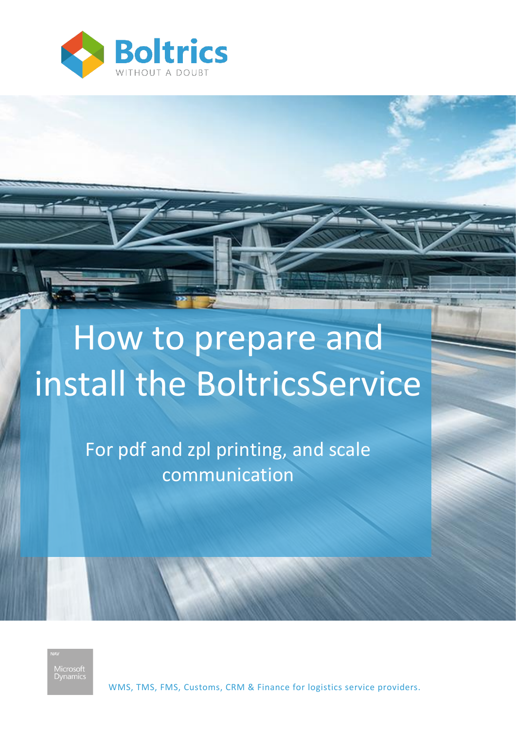Boltrics

WITHOUT A DOUBT

# How to prepare and install the BoltricsService

## For pdf and zpl printing, and scale communication

NAV

Microsoft Dynamics

WMS, TMS, FMS, Customs, CRM & Finance for logistics service providers.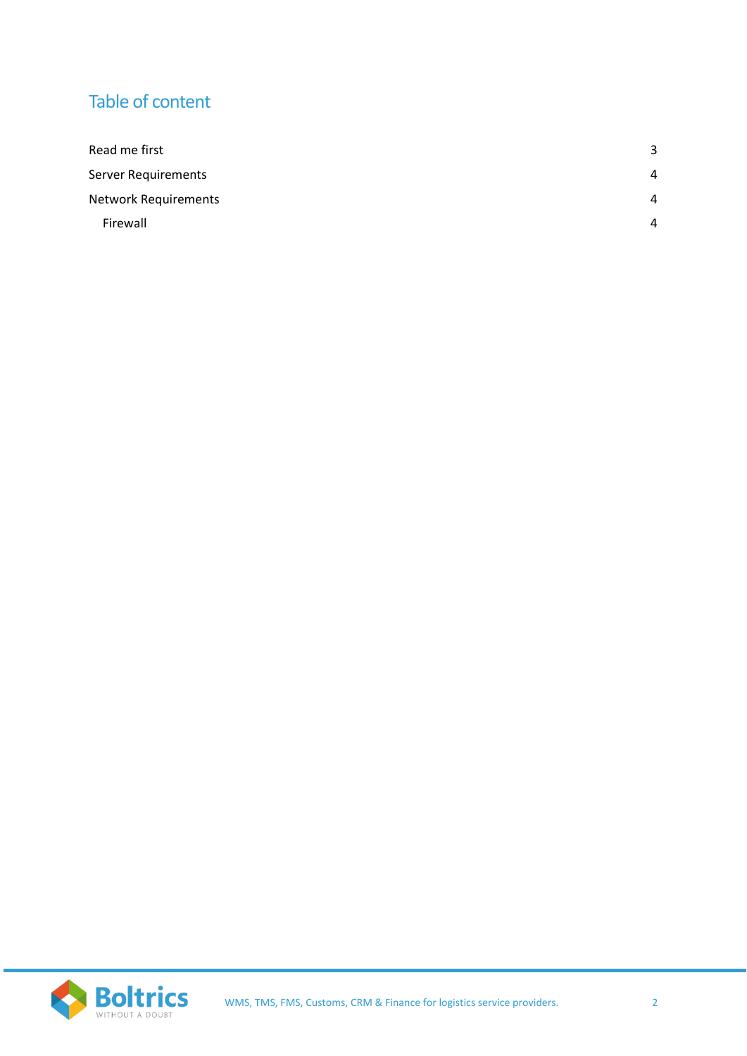## Table of content

| | |
|---|---|
| Read me first | 3 |
| Server Requirements | 4 |
| Network Requirements | 4 |
| Firewall | 4 |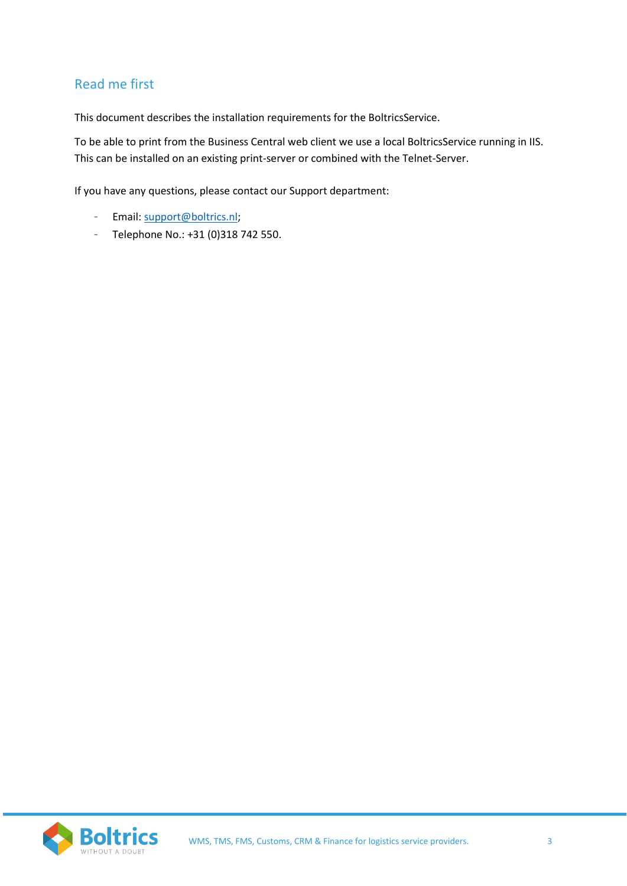## Read me first

This document describes the installation requirements for the BoltricsService.

To be able to print from the Business Central web client we use a local BoltricsService running in IIS. This can be installed on an existing print-server or combined with the Telnet-Server.

If you have any questions, please contact our Support department:

- Email: support@boltrics.nl;
- Telephone No.: +31 (0)318 742 550.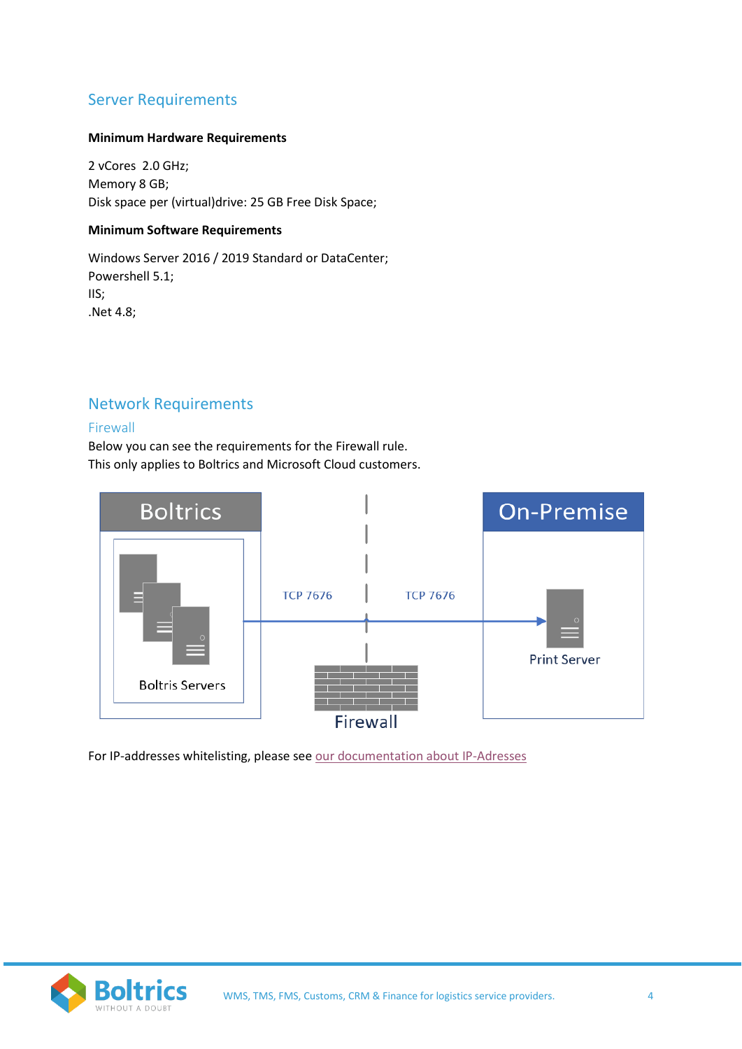## Server Requirements

**Minimum Hardware Requirements**

2 vCores 2.0 GHz;
Memory 8 GB;
Disk space per (virtual)drive: 25 GB Free Disk Space;

**Minimum Software Requirements**

Windows Server 2016 / 2019 Standard or DataCenter;
Powershell 5.1;
IIS;
.Net 4.8;

## Network Requirements

### Firewall

Below you can see the requirements for the Firewall rule.
This only applies to Boltrics and Microsoft Cloud customers.

Boltrics

Boltris Servers

TCP 7676

TCP 7676

Firewall

On-Premise

Print Server

For IP-addresses whitelisting, please see our documentation about IP-Adresses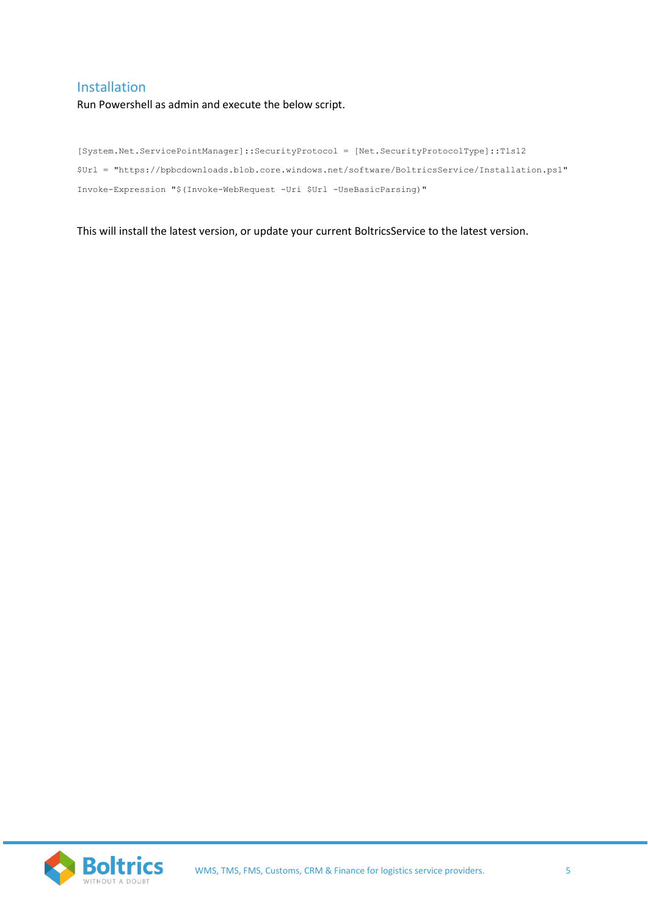## Installation

Run Powershell as admin and execute the below script.

```
[System.Net.ServicePointManager]::SecurityProtocol = [Net.SecurityProtocolType]::Tls12
$Url = "https://bpbcdownloads.blob.core.windows.net/software/BoltricsService/Installation.ps1"
Invoke-Expression "$(Invoke-WebRequest -Uri $Url -UseBasicParsing)"
```

This will install the latest version, or update your current BoltricsService to the latest version.